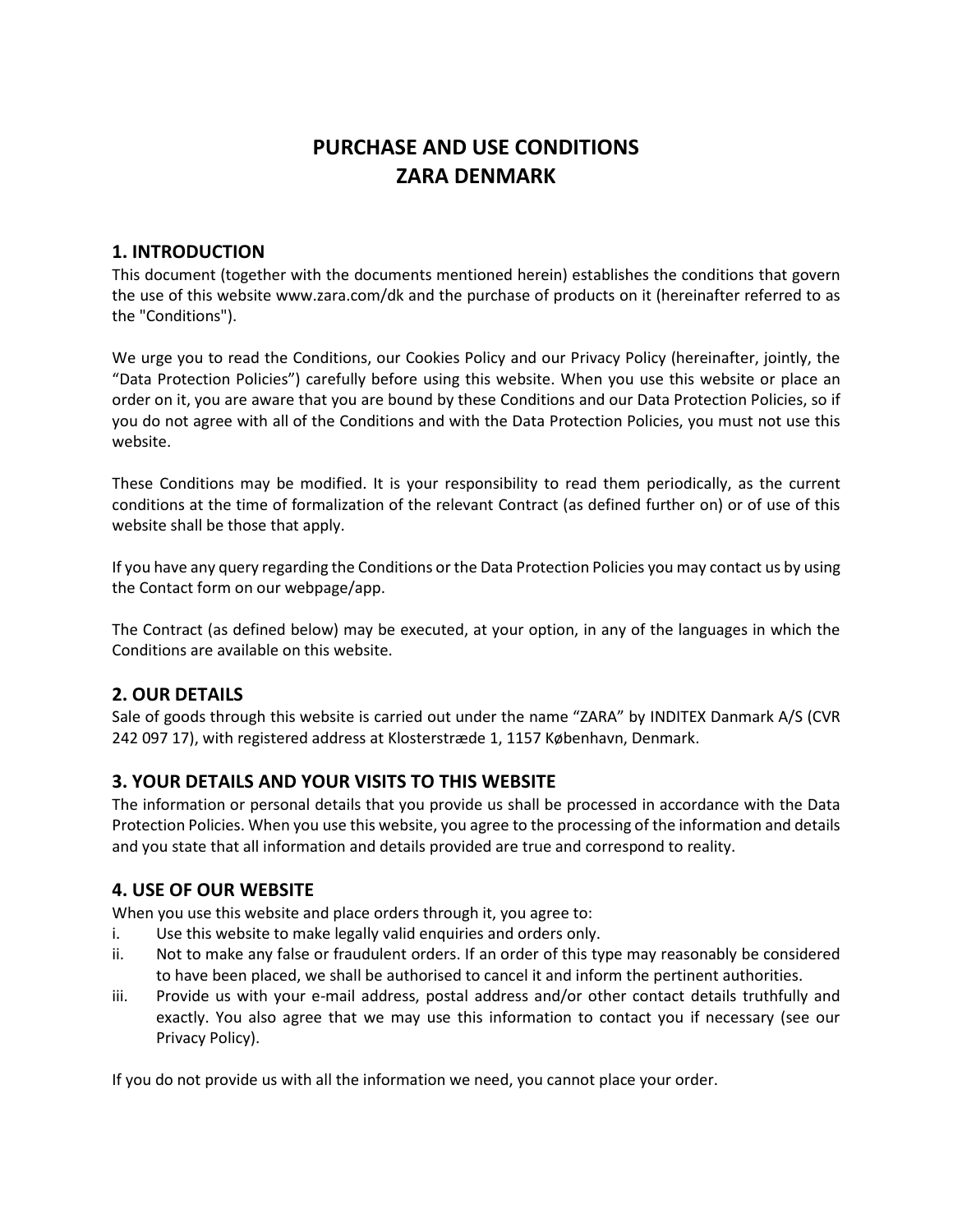# PURCHASE AND USE CONDITIONS
# ZARA DENMARK

## 1. INTRODUCTION

This document (together with the documents mentioned herein) establishes the conditions that govern the use of this website www.zara.com/dk and the purchase of products on it (hereinafter referred to as the "Conditions").

We urge you to read the Conditions, our Cookies Policy and our Privacy Policy (hereinafter, jointly, the "Data Protection Policies") carefully before using this website. When you use this website or place an order on it, you are aware that you are bound by these Conditions and our Data Protection Policies, so if you do not agree with all of the Conditions and with the Data Protection Policies, you must not use this website.

These Conditions may be modified. It is your responsibility to read them periodically, as the current conditions at the time of formalization of the relevant Contract (as defined further on) or of use of this website shall be those that apply.

If you have any query regarding the Conditions or the Data Protection Policies you may contact us by using the Contact form on our webpage/app.

The Contract (as defined below) may be executed, at your option, in any of the languages in which the Conditions are available on this website.

## 2. OUR DETAILS

Sale of goods through this website is carried out under the name "ZARA" by INDITEX Danmark A/S (CVR 242 097 17), with registered address at Klosterstræde 1, 1157 København, Denmark.

## 3. YOUR DETAILS AND YOUR VISITS TO THIS WEBSITE

The information or personal details that you provide us shall be processed in accordance with the Data Protection Policies. When you use this website, you agree to the processing of the information and details and you state that all information and details provided are true and correspond to reality.

## 4. USE OF OUR WEBSITE

When you use this website and place orders through it, you agree to:

i. Use this website to make legally valid enquiries and orders only.

ii. Not to make any false or fraudulent orders. If an order of this type may reasonably be considered to have been placed, we shall be authorised to cancel it and inform the pertinent authorities.

iii. Provide us with your e-mail address, postal address and/or other contact details truthfully and exactly. You also agree that we may use this information to contact you if necessary (see our Privacy Policy).

If you do not provide us with all the information we need, you cannot place your order.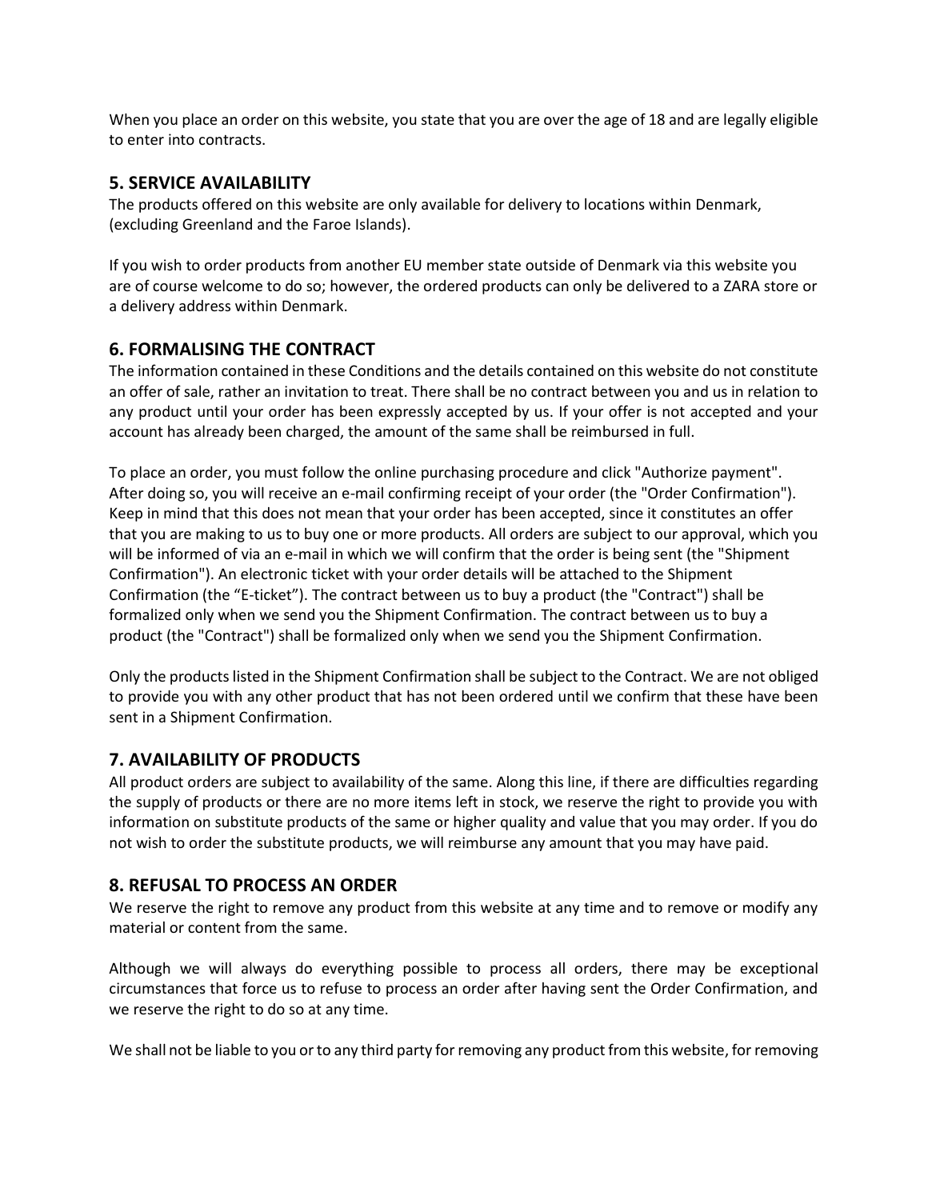When you place an order on this website, you state that you are over the age of 18 and are legally eligible to enter into contracts.

## 5. SERVICE AVAILABILITY

The products offered on this website are only available for delivery to locations within Denmark, (excluding Greenland and the Faroe Islands).

If you wish to order products from another EU member state outside of Denmark via this website you are of course welcome to do so; however, the ordered products can only be delivered to a ZARA store or a delivery address within Denmark.

## 6. FORMALISING THE CONTRACT

The information contained in these Conditions and the details contained on this website do not constitute an offer of sale, rather an invitation to treat. There shall be no contract between you and us in relation to any product until your order has been expressly accepted by us. If your offer is not accepted and your account has already been charged, the amount of the same shall be reimbursed in full.

To place an order, you must follow the online purchasing procedure and click "Authorize payment". After doing so, you will receive an e-mail confirming receipt of your order (the "Order Confirmation"). Keep in mind that this does not mean that your order has been accepted, since it constitutes an offer that you are making to us to buy one or more products. All orders are subject to our approval, which you will be informed of via an e-mail in which we will confirm that the order is being sent (the "Shipment Confirmation"). An electronic ticket with your order details will be attached to the Shipment Confirmation (the "E-ticket"). The contract between us to buy a product (the "Contract") shall be formalized only when we send you the Shipment Confirmation. The contract between us to buy a product (the "Contract") shall be formalized only when we send you the Shipment Confirmation.

Only the products listed in the Shipment Confirmation shall be subject to the Contract. We are not obliged to provide you with any other product that has not been ordered until we confirm that these have been sent in a Shipment Confirmation.

## 7. AVAILABILITY OF PRODUCTS

All product orders are subject to availability of the same. Along this line, if there are difficulties regarding the supply of products or there are no more items left in stock, we reserve the right to provide you with information on substitute products of the same or higher quality and value that you may order. If you do not wish to order the substitute products, we will reimburse any amount that you may have paid.

## 8. REFUSAL TO PROCESS AN ORDER

We reserve the right to remove any product from this website at any time and to remove or modify any material or content from the same.

Although we will always do everything possible to process all orders, there may be exceptional circumstances that force us to refuse to process an order after having sent the Order Confirmation, and we reserve the right to do so at any time.

We shall not be liable to you or to any third party for removing any product from this website, for removing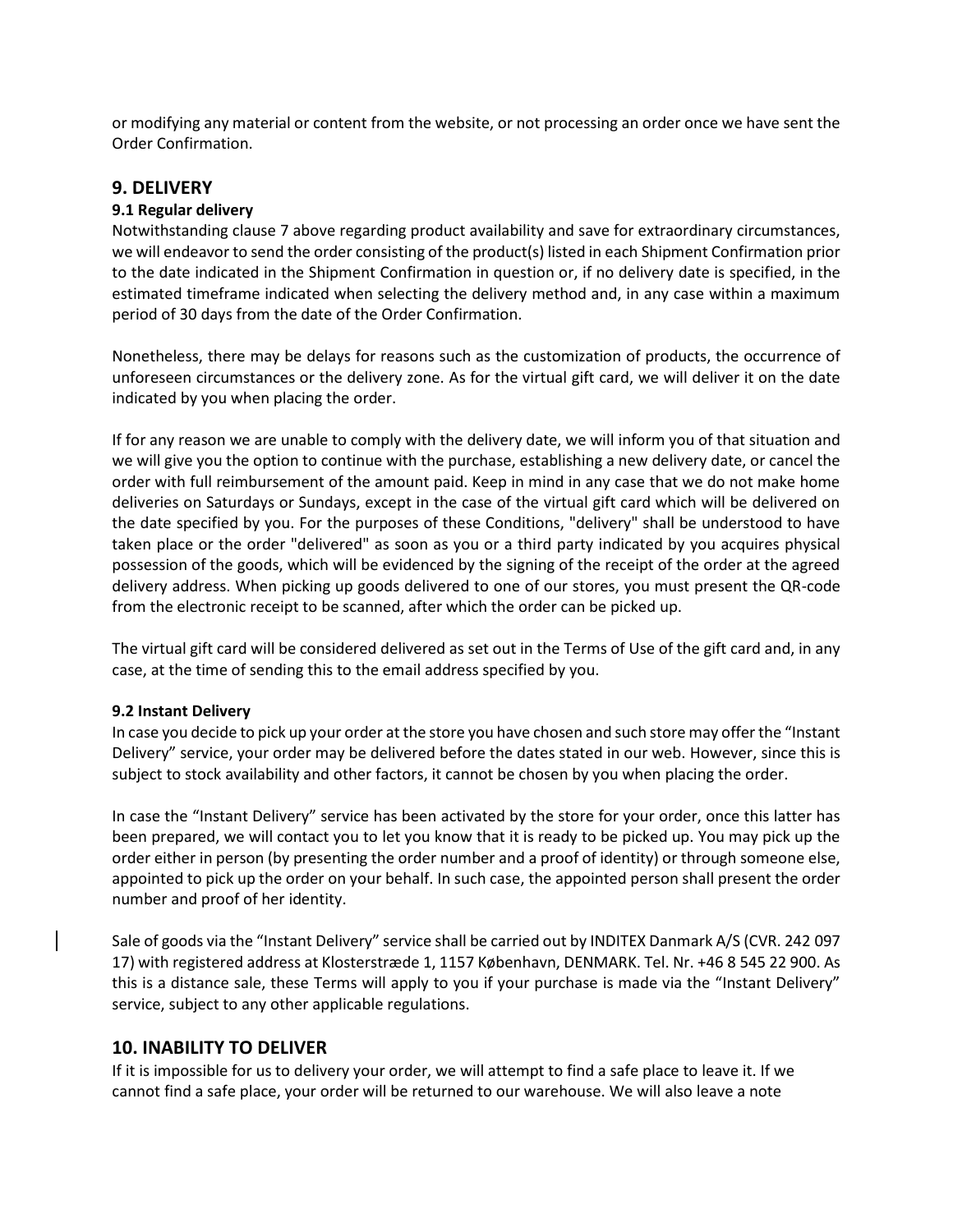or modifying any material or content from the website, or not processing an order once we have sent the Order Confirmation.

## 9. DELIVERY

### 9.1 Regular delivery

Notwithstanding clause 7 above regarding product availability and save for extraordinary circumstances, we will endeavor to send the order consisting of the product(s) listed in each Shipment Confirmation prior to the date indicated in the Shipment Confirmation in question or, if no delivery date is specified, in the estimated timeframe indicated when selecting the delivery method and, in any case within a maximum period of 30 days from the date of the Order Confirmation.

Nonetheless, there may be delays for reasons such as the customization of products, the occurrence of unforeseen circumstances or the delivery zone. As for the virtual gift card, we will deliver it on the date indicated by you when placing the order.

If for any reason we are unable to comply with the delivery date, we will inform you of that situation and we will give you the option to continue with the purchase, establishing a new delivery date, or cancel the order with full reimbursement of the amount paid. Keep in mind in any case that we do not make home deliveries on Saturdays or Sundays, except in the case of the virtual gift card which will be delivered on the date specified by you. For the purposes of these Conditions, "delivery" shall be understood to have taken place or the order "delivered" as soon as you or a third party indicated by you acquires physical possession of the goods, which will be evidenced by the signing of the receipt of the order at the agreed delivery address. When picking up goods delivered to one of our stores, you must present the QR-code from the electronic receipt to be scanned, after which the order can be picked up.

The virtual gift card will be considered delivered as set out in the Terms of Use of the gift card and, in any case, at the time of sending this to the email address specified by you.

### 9.2 Instant Delivery

In case you decide to pick up your order at the store you have chosen and such store may offer the “Instant Delivery” service, your order may be delivered before the dates stated in our web. However, since this is subject to stock availability and other factors, it cannot be chosen by you when placing the order.

In case the “Instant Delivery” service has been activated by the store for your order, once this latter has been prepared, we will contact you to let you know that it is ready to be picked up. You may pick up the order either in person (by presenting the order number and a proof of identity) or through someone else, appointed to pick up the order on your behalf. In such case, the appointed person shall present the order number and proof of her identity.

Sale of goods via the “Instant Delivery” service shall be carried out by INDITEX Danmark A/S (CVR. 242 097 17) with registered address at Klosterstræde 1, 1157 København, DENMARK. Tel. Nr. +46 8 545 22 900. As this is a distance sale, these Terms will apply to you if your purchase is made via the “Instant Delivery” service, subject to any other applicable regulations.

## 10. INABILITY TO DELIVER

If it is impossible for us to delivery your order, we will attempt to find a safe place to leave it. If we cannot find a safe place, your order will be returned to our warehouse. We will also leave a note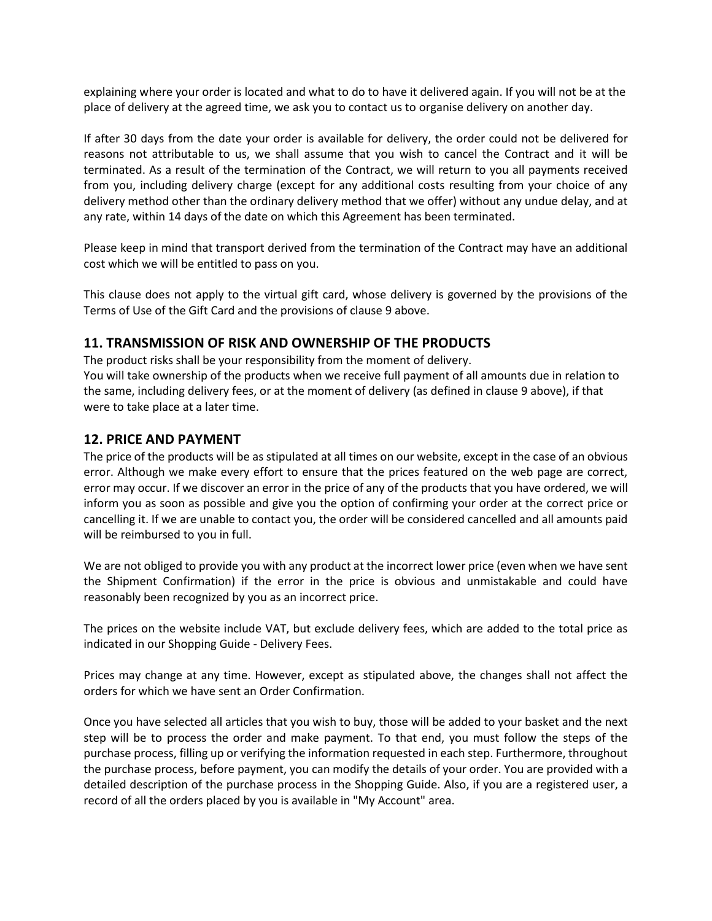explaining where your order is located and what to do to have it delivered again. If you will not be at the place of delivery at the agreed time, we ask you to contact us to organise delivery on another day.

If after 30 days from the date your order is available for delivery, the order could not be delivered for reasons not attributable to us, we shall assume that you wish to cancel the Contract and it will be terminated. As a result of the termination of the Contract, we will return to you all payments received from you, including delivery charge (except for any additional costs resulting from your choice of any delivery method other than the ordinary delivery method that we offer) without any undue delay, and at any rate, within 14 days of the date on which this Agreement has been terminated.

Please keep in mind that transport derived from the termination of the Contract may have an additional cost which we will be entitled to pass on you.

This clause does not apply to the virtual gift card, whose delivery is governed by the provisions of the Terms of Use of the Gift Card and the provisions of clause 9 above.

## 11. TRANSMISSION OF RISK AND OWNERSHIP OF THE PRODUCTS

The product risks shall be your responsibility from the moment of delivery.
You will take ownership of the products when we receive full payment of all amounts due in relation to the same, including delivery fees, or at the moment of delivery (as defined in clause 9 above), if that were to take place at a later time.

## 12. PRICE AND PAYMENT

The price of the products will be as stipulated at all times on our website, except in the case of an obvious error. Although we make every effort to ensure that the prices featured on the web page are correct, error may occur. If we discover an error in the price of any of the products that you have ordered, we will inform you as soon as possible and give you the option of confirming your order at the correct price or cancelling it. If we are unable to contact you, the order will be considered cancelled and all amounts paid will be reimbursed to you in full.

We are not obliged to provide you with any product at the incorrect lower price (even when we have sent the Shipment Confirmation) if the error in the price is obvious and unmistakable and could have reasonably been recognized by you as an incorrect price.

The prices on the website include VAT, but exclude delivery fees, which are added to the total price as indicated in our Shopping Guide - Delivery Fees.

Prices may change at any time. However, except as stipulated above, the changes shall not affect the orders for which we have sent an Order Confirmation.

Once you have selected all articles that you wish to buy, those will be added to your basket and the next step will be to process the order and make payment. To that end, you must follow the steps of the purchase process, filling up or verifying the information requested in each step. Furthermore, throughout the purchase process, before payment, you can modify the details of your order. You are provided with a detailed description of the purchase process in the Shopping Guide. Also, if you are a registered user, a record of all the orders placed by you is available in "My Account" area.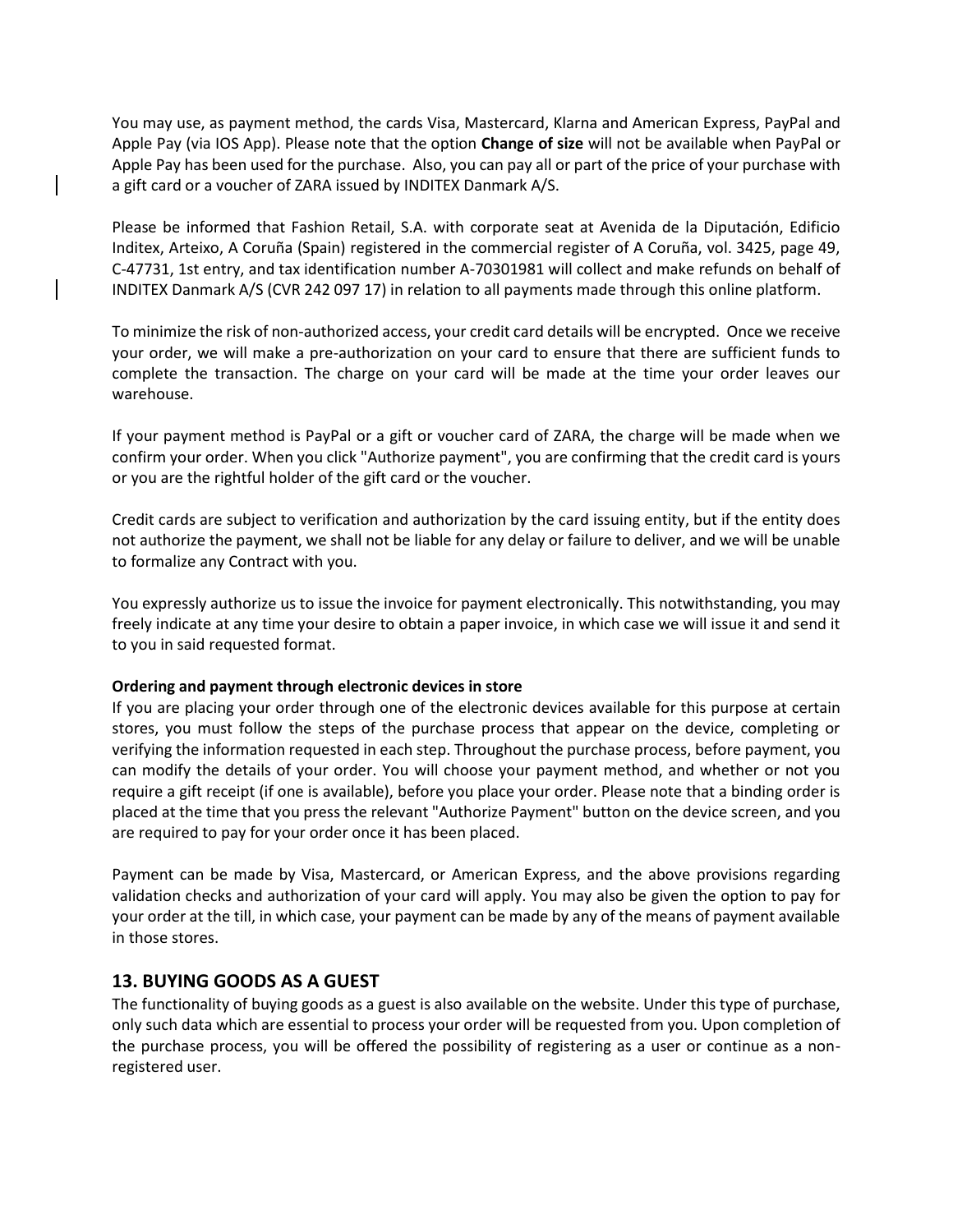You may use, as payment method, the cards Visa, Mastercard, Klarna and American Express, PayPal and Apple Pay (via IOS App). Please note that the option **Change of size** will not be available when PayPal or Apple Pay has been used for the purchase. Also, you can pay all or part of the price of your purchase with a gift card or a voucher of ZARA issued by INDITEX Danmark A/S.

Please be informed that Fashion Retail, S.A. with corporate seat at Avenida de la Diputación, Edificio Inditex, Arteixo, A Coruña (Spain) registered in the commercial register of A Coruña, vol. 3425, page 49, C-47731, 1st entry, and tax identification number A-70301981 will collect and make refunds on behalf of INDITEX Danmark A/S (CVR 242 097 17) in relation to all payments made through this online platform.

To minimize the risk of non-authorized access, your credit card details will be encrypted. Once we receive your order, we will make a pre-authorization on your card to ensure that there are sufficient funds to complete the transaction. The charge on your card will be made at the time your order leaves our warehouse.

If your payment method is PayPal or a gift or voucher card of ZARA, the charge will be made when we confirm your order. When you click "Authorize payment", you are confirming that the credit card is yours or you are the rightful holder of the gift card or the voucher.

Credit cards are subject to verification and authorization by the card issuing entity, but if the entity does not authorize the payment, we shall not be liable for any delay or failure to deliver, and we will be unable to formalize any Contract with you.

You expressly authorize us to issue the invoice for payment electronically. This notwithstanding, you may freely indicate at any time your desire to obtain a paper invoice, in which case we will issue it and send it to you in said requested format.

**Ordering and payment through electronic devices in store**

If you are placing your order through one of the electronic devices available for this purpose at certain stores, you must follow the steps of the purchase process that appear on the device, completing or verifying the information requested in each step. Throughout the purchase process, before payment, you can modify the details of your order. You will choose your payment method, and whether or not you require a gift receipt (if one is available), before you place your order. Please note that a binding order is placed at the time that you press the relevant "Authorize Payment" button on the device screen, and you are required to pay for your order once it has been placed.

Payment can be made by Visa, Mastercard, or American Express, and the above provisions regarding validation checks and authorization of your card will apply. You may also be given the option to pay for your order at the till, in which case, your payment can be made by any of the means of payment available in those stores.

## 13. BUYING GOODS AS A GUEST

The functionality of buying goods as a guest is also available on the website. Under this type of purchase, only such data which are essential to process your order will be requested from you. Upon completion of the purchase process, you will be offered the possibility of registering as a user or continue as a non-registered user.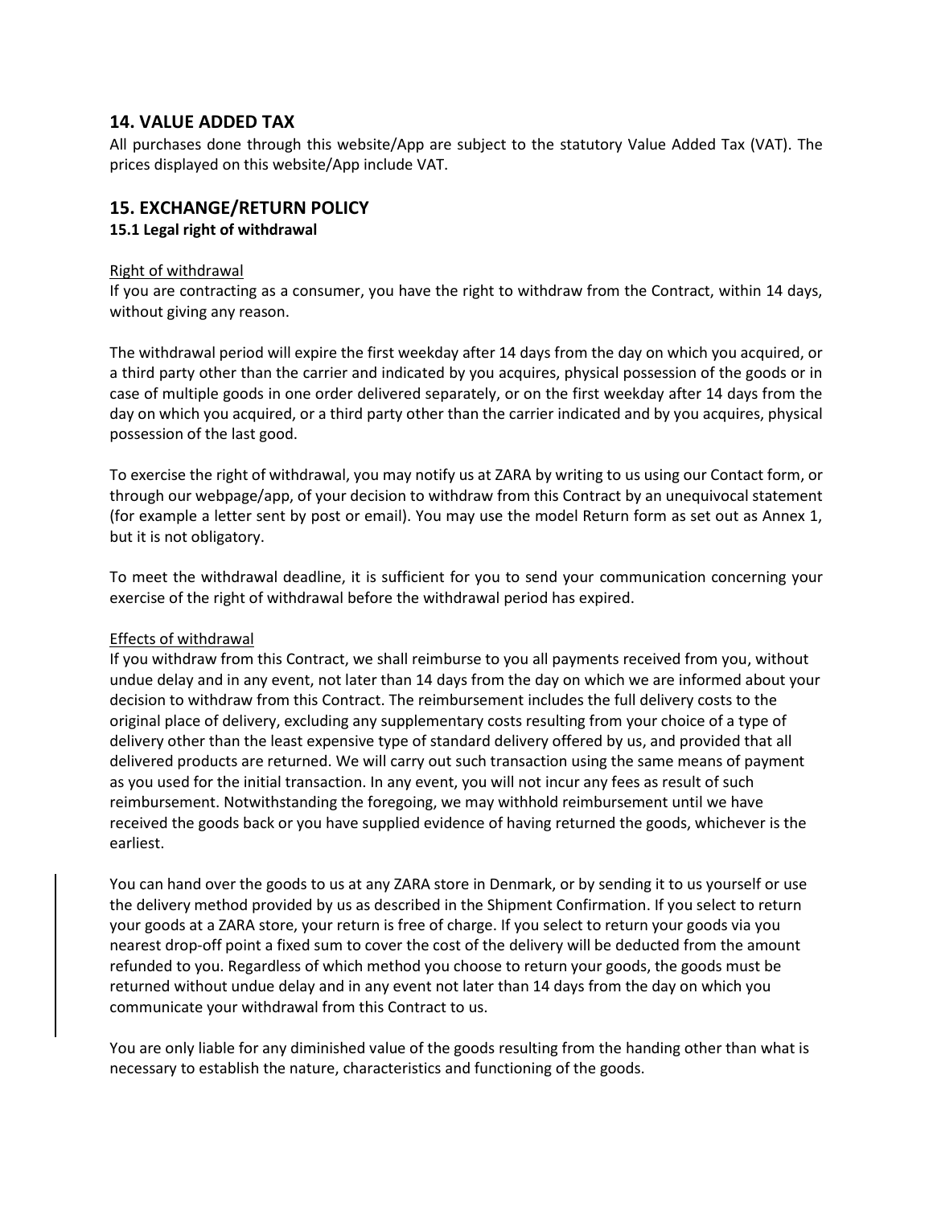## 14. VALUE ADDED TAX

All purchases done through this website/App are subject to the statutory Value Added Tax (VAT). The prices displayed on this website/App include VAT.

## 15. EXCHANGE/RETURN POLICY

### 15.1 Legal right of withdrawal

<u>Right of withdrawal</u>

If you are contracting as a consumer, you have the right to withdraw from the Contract, within 14 days, without giving any reason.

The withdrawal period will expire the first weekday after 14 days from the day on which you acquired, or a third party other than the carrier and indicated by you acquires, physical possession of the goods or in case of multiple goods in one order delivered separately, or on the first weekday after 14 days from the day on which you acquired, or a third party other than the carrier indicated and by you acquires, physical possession of the last good.

To exercise the right of withdrawal, you may notify us at ZARA by writing to us using our Contact form, or through our webpage/app, of your decision to withdraw from this Contract by an unequivocal statement (for example a letter sent by post or email). You may use the model Return form as set out as Annex 1, but it is not obligatory.

To meet the withdrawal deadline, it is sufficient for you to send your communication concerning your exercise of the right of withdrawal before the withdrawal period has expired.

<u>Effects of withdrawal</u>

If you withdraw from this Contract, we shall reimburse to you all payments received from you, without undue delay and in any event, not later than 14 days from the day on which we are informed about your decision to withdraw from this Contract. The reimbursement includes the full delivery costs to the original place of delivery, excluding any supplementary costs resulting from your choice of a type of delivery other than the least expensive type of standard delivery offered by us, and provided that all delivered products are returned. We will carry out such transaction using the same means of payment as you used for the initial transaction. In any event, you will not incur any fees as result of such reimbursement. Notwithstanding the foregoing, we may withhold reimbursement until we have received the goods back or you have supplied evidence of having returned the goods, whichever is the earliest.

You can hand over the goods to us at any ZARA store in Denmark, or by sending it to us yourself or use the delivery method provided by us as described in the Shipment Confirmation. If you select to return your goods at a ZARA store, your return is free of charge. If you select to return your goods via you nearest drop-off point a fixed sum to cover the cost of the delivery will be deducted from the amount refunded to you. Regardless of which method you choose to return your goods, the goods must be returned without undue delay and in any event not later than 14 days from the day on which you communicate your withdrawal from this Contract to us.

You are only liable for any diminished value of the goods resulting from the handing other than what is necessary to establish the nature, characteristics and functioning of the goods.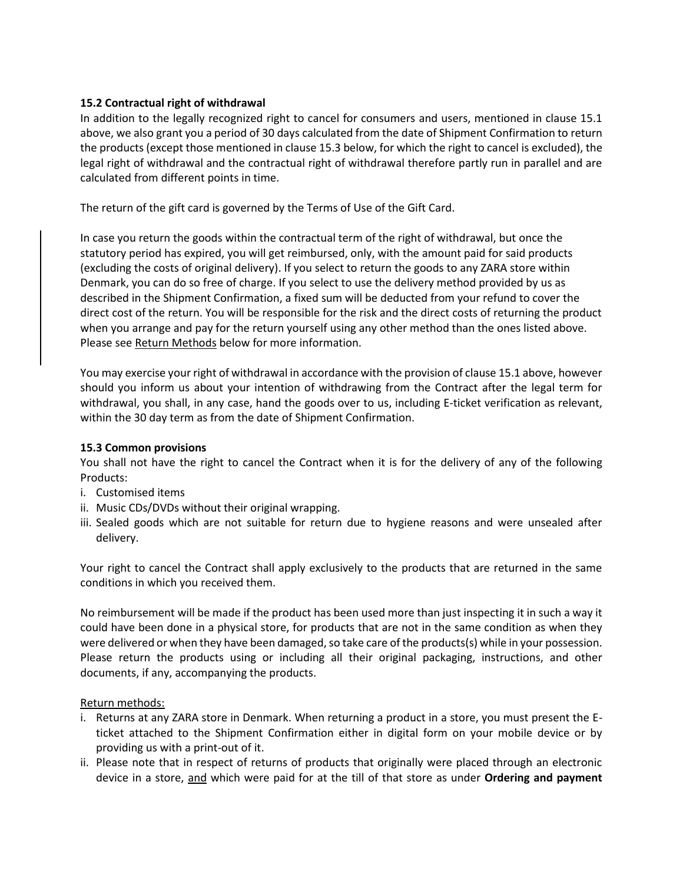**15.2 Contractual right of withdrawal**

In addition to the legally recognized right to cancel for consumers and users, mentioned in clause 15.1 above, we also grant you a period of 30 days calculated from the date of Shipment Confirmation to return the products (except those mentioned in clause 15.3 below, for which the right to cancel is excluded), the legal right of withdrawal and the contractual right of withdrawal therefore partly run in parallel and are calculated from different points in time.

The return of the gift card is governed by the Terms of Use of the Gift Card.

In case you return the goods within the contractual term of the right of withdrawal, but once the statutory period has expired, you will get reimbursed, only, with the amount paid for said products (excluding the costs of original delivery). If you select to return the goods to any ZARA store within Denmark, you can do so free of charge. If you select to use the delivery method provided by us as described in the Shipment Confirmation, a fixed sum will be deducted from your refund to cover the direct cost of the return. You will be responsible for the risk and the direct costs of returning the product when you arrange and pay for the return yourself using any other method than the ones listed above. Please see Return Methods below for more information.

You may exercise your right of withdrawal in accordance with the provision of clause 15.1 above, however should you inform us about your intention of withdrawing from the Contract after the legal term for withdrawal, you shall, in any case, hand the goods over to us, including E-ticket verification as relevant, within the 30 day term as from the date of Shipment Confirmation.

**15.3 Common provisions**

You shall not have the right to cancel the Contract when it is for the delivery of any of the following Products:

i. Customised items
ii. Music CDs/DVDs without their original wrapping.
iii. Sealed goods which are not suitable for return due to hygiene reasons and were unsealed after delivery.

Your right to cancel the Contract shall apply exclusively to the products that are returned in the same conditions in which you received them.

No reimbursement will be made if the product has been used more than just inspecting it in such a way it could have been done in a physical store, for products that are not in the same condition as when they were delivered or when they have been damaged, so take care of the products(s) while in your possession. Please return the products using or including all their original packaging, instructions, and other documents, if any, accompanying the products.

Return methods:

i. Returns at any ZARA store in Denmark. When returning a product in a store, you must present the E-ticket attached to the Shipment Confirmation either in digital form on your mobile device or by providing us with a print-out of it.
ii. Please note that in respect of returns of products that originally were placed through an electronic device in a store, and which were paid for at the till of that store as under **Ordering and payment**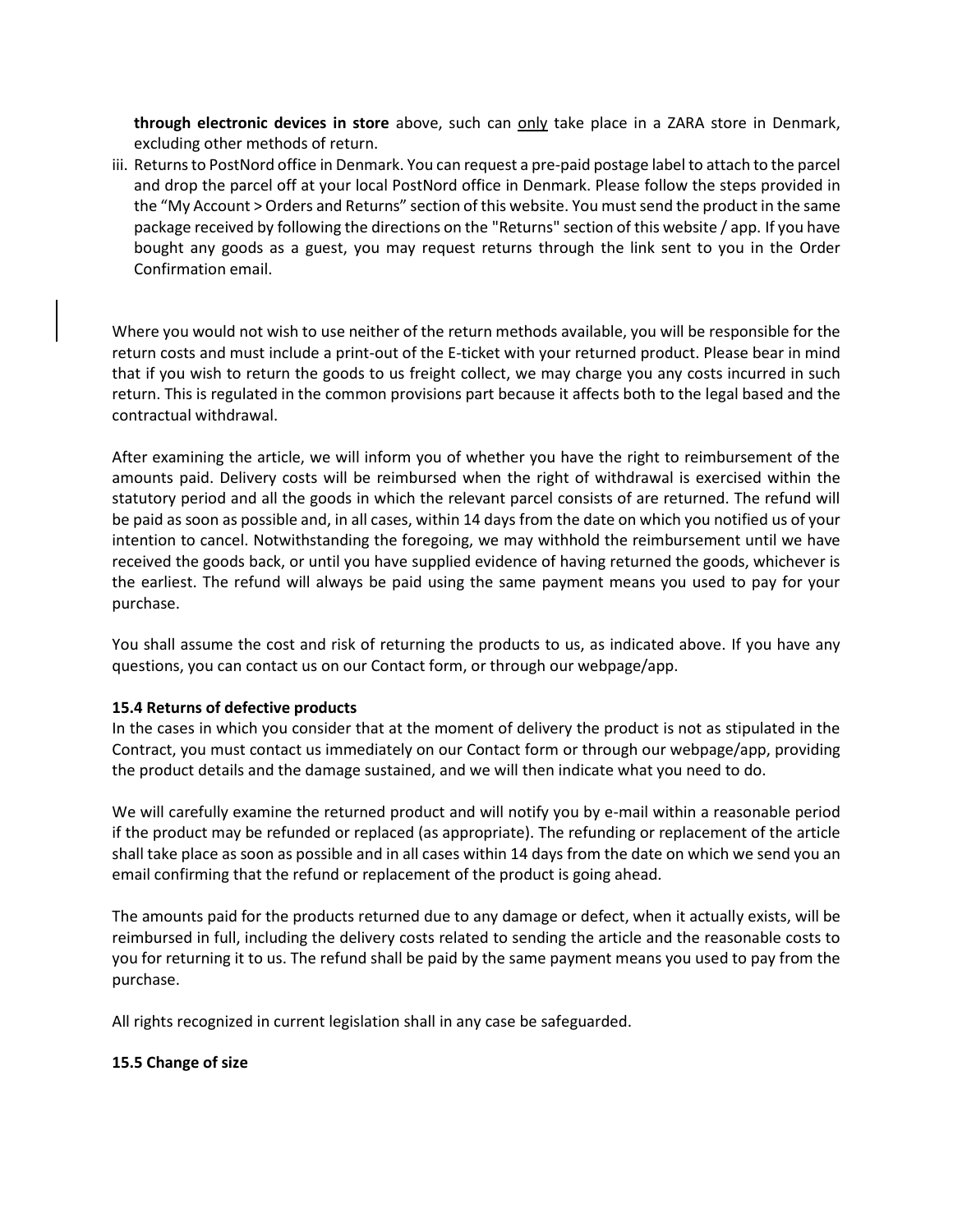**through electronic devices in store** above, such can only take place in a ZARA store in Denmark, excluding other methods of return.

iii. Returns to PostNord office in Denmark. You can request a pre-paid postage label to attach to the parcel and drop the parcel off at your local PostNord office in Denmark. Please follow the steps provided in the "My Account > Orders and Returns" section of this website. You must send the product in the same package received by following the directions on the "Returns" section of this website / app. If you have bought any goods as a guest, you may request returns through the link sent to you in the Order Confirmation email.

Where you would not wish to use neither of the return methods available, you will be responsible for the return costs and must include a print-out of the E-ticket with your returned product. Please bear in mind that if you wish to return the goods to us freight collect, we may charge you any costs incurred in such return. This is regulated in the common provisions part because it affects both to the legal based and the contractual withdrawal.

After examining the article, we will inform you of whether you have the right to reimbursement of the amounts paid. Delivery costs will be reimbursed when the right of withdrawal is exercised within the statutory period and all the goods in which the relevant parcel consists of are returned. The refund will be paid as soon as possible and, in all cases, within 14 days from the date on which you notified us of your intention to cancel. Notwithstanding the foregoing, we may withhold the reimbursement until we have received the goods back, or until you have supplied evidence of having returned the goods, whichever is the earliest. The refund will always be paid using the same payment means you used to pay for your purchase.

You shall assume the cost and risk of returning the products to us, as indicated above. If you have any questions, you can contact us on our Contact form, or through our webpage/app.

**15.4 Returns of defective products**

In the cases in which you consider that at the moment of delivery the product is not as stipulated in the Contract, you must contact us immediately on our Contact form or through our webpage/app, providing the product details and the damage sustained, and we will then indicate what you need to do.

We will carefully examine the returned product and will notify you by e-mail within a reasonable period if the product may be refunded or replaced (as appropriate). The refunding or replacement of the article shall take place as soon as possible and in all cases within 14 days from the date on which we send you an email confirming that the refund or replacement of the product is going ahead.

The amounts paid for the products returned due to any damage or defect, when it actually exists, will be reimbursed in full, including the delivery costs related to sending the article and the reasonable costs to you for returning it to us. The refund shall be paid by the same payment means you used to pay from the purchase.

All rights recognized in current legislation shall in any case be safeguarded.

**15.5 Change of size**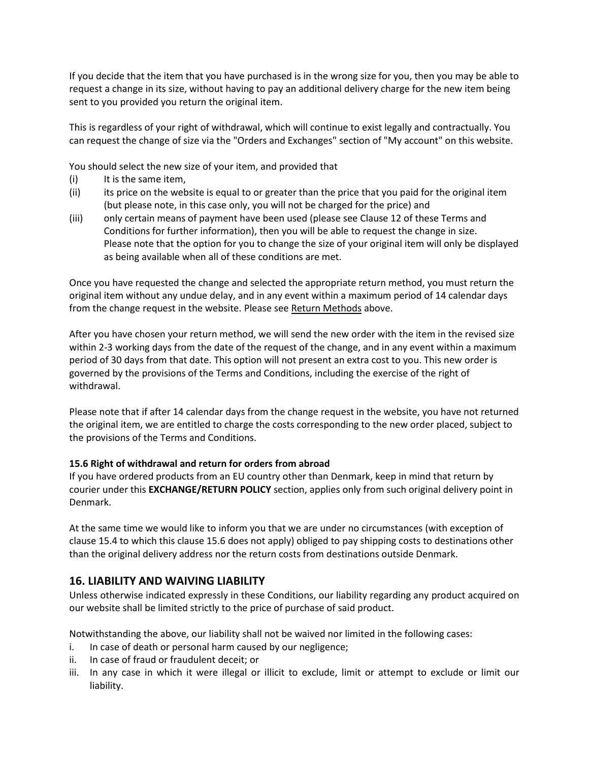If you decide that the item that you have purchased is in the wrong size for you, then you may be able to request a change in its size, without having to pay an additional delivery charge for the new item being sent to you provided you return the original item.

This is regardless of your right of withdrawal, which will continue to exist legally and contractually. You can request the change of size via the "Orders and Exchanges" section of "My account" on this website.

You should select the new size of your item, and provided that

(i) It is the same item,

(ii) its price on the website is equal to or greater than the price that you paid for the original item (but please note, in this case only, you will not be charged for the price) and

(iii) only certain means of payment have been used (please see Clause 12 of these Terms and Conditions for further information), then you will be able to request the change in size. Please note that the option for you to change the size of your original item will only be displayed as being available when all of these conditions are met.

Once you have requested the change and selected the appropriate return method, you must return the original item without any undue delay, and in any event within a maximum period of 14 calendar days from the change request in the website. Please see Return Methods above.

After you have chosen your return method, we will send the new order with the item in the revised size within 2-3 working days from the date of the request of the change, and in any event within a maximum period of 30 days from that date. This option will not present an extra cost to you. This new order is governed by the provisions of the Terms and Conditions, including the exercise of the right of withdrawal.

Please note that if after 14 calendar days from the change request in the website, you have not returned the original item, we are entitled to charge the costs corresponding to the new order placed, subject to the provisions of the Terms and Conditions.

**15.6 Right of withdrawal and return for orders from abroad**

If you have ordered products from an EU country other than Denmark, keep in mind that return by courier under this **EXCHANGE/RETURN POLICY** section, applies only from such original delivery point in Denmark.

At the same time we would like to inform you that we are under no circumstances (with exception of clause 15.4 to which this clause 15.6 does not apply) obliged to pay shipping costs to destinations other than the original delivery address nor the return costs from destinations outside Denmark.

## 16. LIABILITY AND WAIVING LIABILITY

Unless otherwise indicated expressly in these Conditions, our liability regarding any product acquired on our website shall be limited strictly to the price of purchase of said product.

Notwithstanding the above, our liability shall not be waived nor limited in the following cases:

i. In case of death or personal harm caused by our negligence;
ii. In case of fraud or fraudulent deceit; or
iii. In any case in which it were illegal or illicit to exclude, limit or attempt to exclude or limit our liability.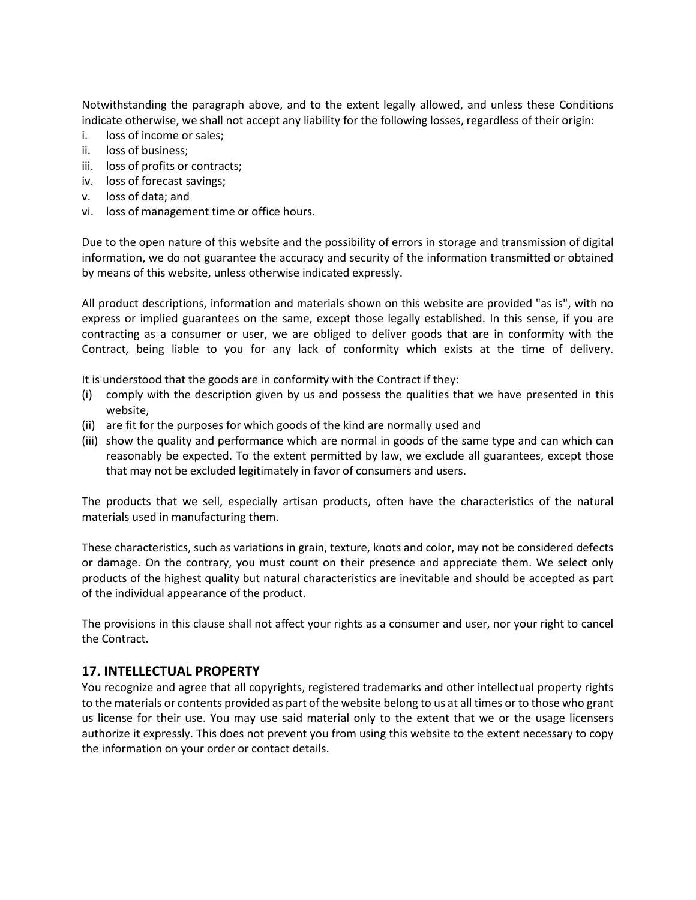Notwithstanding the paragraph above, and to the extent legally allowed, and unless these Conditions indicate otherwise, we shall not accept any liability for the following losses, regardless of their origin:

i. loss of income or sales;
ii. loss of business;
iii. loss of profits or contracts;
iv. loss of forecast savings;
v. loss of data; and
vi. loss of management time or office hours.

Due to the open nature of this website and the possibility of errors in storage and transmission of digital information, we do not guarantee the accuracy and security of the information transmitted or obtained by means of this website, unless otherwise indicated expressly.

All product descriptions, information and materials shown on this website are provided "as is", with no express or implied guarantees on the same, except those legally established. In this sense, if you are contracting as a consumer or user, we are obliged to deliver goods that are in conformity with the Contract, being liable to you for any lack of conformity which exists at the time of delivery.

It is understood that the goods are in conformity with the Contract if they:

(i) comply with the description given by us and possess the qualities that we have presented in this website,
(ii) are fit for the purposes for which goods of the kind are normally used and
(iii) show the quality and performance which are normal in goods of the same type and can which can reasonably be expected. To the extent permitted by law, we exclude all guarantees, except those that may not be excluded legitimately in favor of consumers and users.

The products that we sell, especially artisan products, often have the characteristics of the natural materials used in manufacturing them.

These characteristics, such as variations in grain, texture, knots and color, may not be considered defects or damage. On the contrary, you must count on their presence and appreciate them. We select only products of the highest quality but natural characteristics are inevitable and should be accepted as part of the individual appearance of the product.

The provisions in this clause shall not affect your rights as a consumer and user, nor your right to cancel the Contract.

## 17. INTELLECTUAL PROPERTY

You recognize and agree that all copyrights, registered trademarks and other intellectual property rights to the materials or contents provided as part of the website belong to us at all times or to those who grant us license for their use. You may use said material only to the extent that we or the usage licensers authorize it expressly. This does not prevent you from using this website to the extent necessary to copy the information on your order or contact details.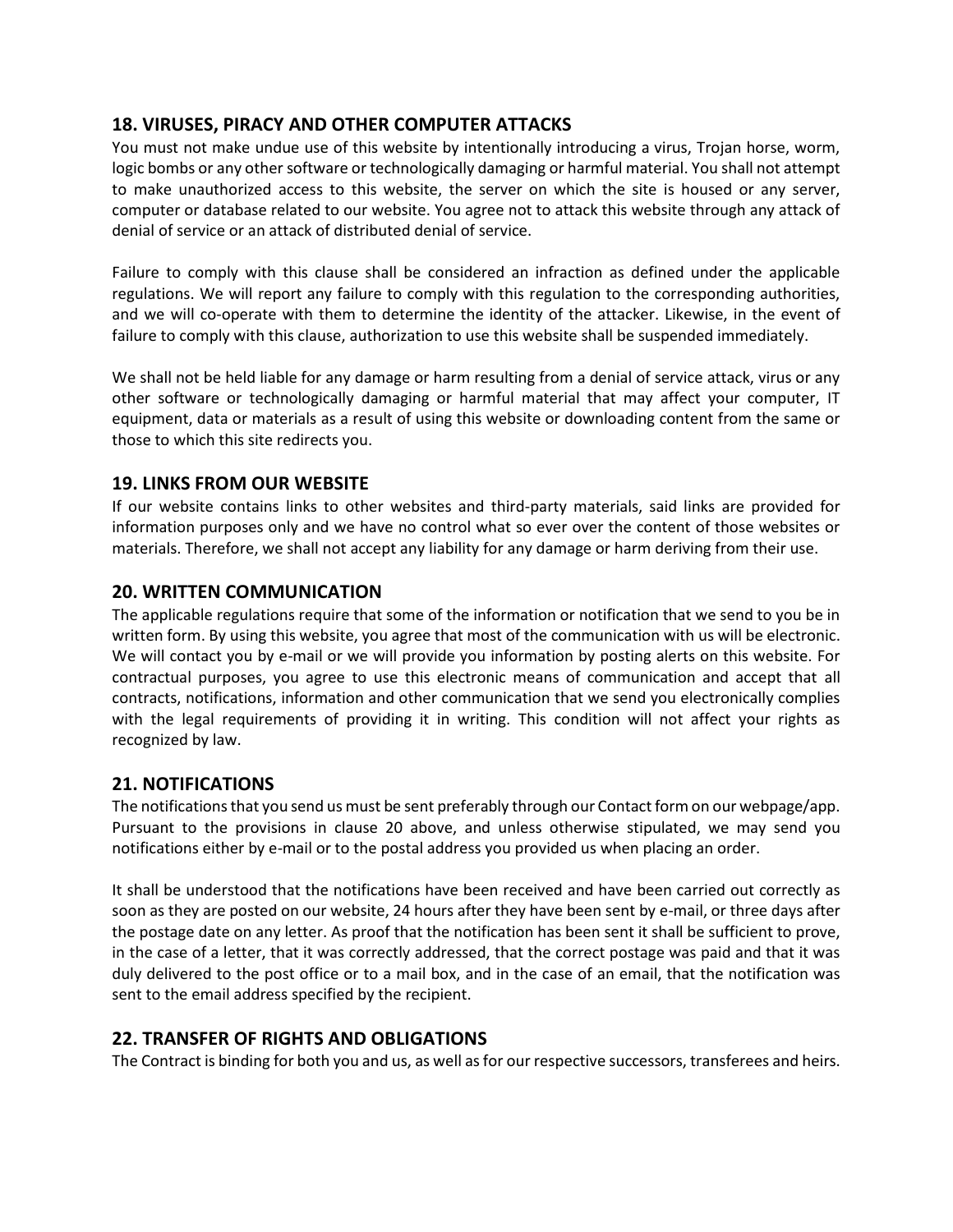## 18. VIRUSES, PIRACY AND OTHER COMPUTER ATTACKS

You must not make undue use of this website by intentionally introducing a virus, Trojan horse, worm, logic bombs or any other software or technologically damaging or harmful material. You shall not attempt to make unauthorized access to this website, the server on which the site is housed or any server, computer or database related to our website. You agree not to attack this website through any attack of denial of service or an attack of distributed denial of service.

Failure to comply with this clause shall be considered an infraction as defined under the applicable regulations. We will report any failure to comply with this regulation to the corresponding authorities, and we will co-operate with them to determine the identity of the attacker. Likewise, in the event of failure to comply with this clause, authorization to use this website shall be suspended immediately.

We shall not be held liable for any damage or harm resulting from a denial of service attack, virus or any other software or technologically damaging or harmful material that may affect your computer, IT equipment, data or materials as a result of using this website or downloading content from the same or those to which this site redirects you.

## 19. LINKS FROM OUR WEBSITE

If our website contains links to other websites and third-party materials, said links are provided for information purposes only and we have no control what so ever over the content of those websites or materials. Therefore, we shall not accept any liability for any damage or harm deriving from their use.

## 20. WRITTEN COMMUNICATION

The applicable regulations require that some of the information or notification that we send to you be in written form. By using this website, you agree that most of the communication with us will be electronic. We will contact you by e-mail or we will provide you information by posting alerts on this website. For contractual purposes, you agree to use this electronic means of communication and accept that all contracts, notifications, information and other communication that we send you electronically complies with the legal requirements of providing it in writing. This condition will not affect your rights as recognized by law.

## 21. NOTIFICATIONS

The notifications that you send us must be sent preferably through our Contact form on our webpage/app. Pursuant to the provisions in clause 20 above, and unless otherwise stipulated, we may send you notifications either by e-mail or to the postal address you provided us when placing an order.

It shall be understood that the notifications have been received and have been carried out correctly as soon as they are posted on our website, 24 hours after they have been sent by e-mail, or three days after the postage date on any letter. As proof that the notification has been sent it shall be sufficient to prove, in the case of a letter, that it was correctly addressed, that the correct postage was paid and that it was duly delivered to the post office or to a mail box, and in the case of an email, that the notification was sent to the email address specified by the recipient.

## 22. TRANSFER OF RIGHTS AND OBLIGATIONS

The Contract is binding for both you and us, as well as for our respective successors, transferees and heirs.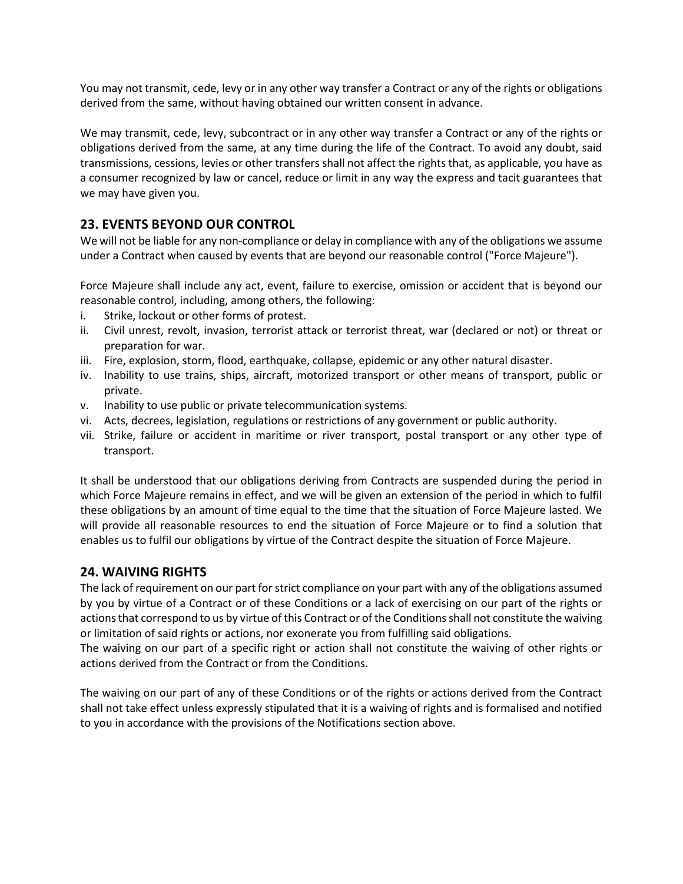You may not transmit, cede, levy or in any other way transfer a Contract or any of the rights or obligations derived from the same, without having obtained our written consent in advance.

We may transmit, cede, levy, subcontract or in any other way transfer a Contract or any of the rights or obligations derived from the same, at any time during the life of the Contract. To avoid any doubt, said transmissions, cessions, levies or other transfers shall not affect the rights that, as applicable, you have as a consumer recognized by law or cancel, reduce or limit in any way the express and tacit guarantees that we may have given you.

## 23. EVENTS BEYOND OUR CONTROL

We will not be liable for any non-compliance or delay in compliance with any of the obligations we assume under a Contract when caused by events that are beyond our reasonable control ("Force Majeure").

Force Majeure shall include any act, event, failure to exercise, omission or accident that is beyond our reasonable control, including, among others, the following:

i. Strike, lockout or other forms of protest.
ii. Civil unrest, revolt, invasion, terrorist attack or terrorist threat, war (declared or not) or threat or preparation for war.
iii. Fire, explosion, storm, flood, earthquake, collapse, epidemic or any other natural disaster.
iv. Inability to use trains, ships, aircraft, motorized transport or other means of transport, public or private.
v. Inability to use public or private telecommunication systems.
vi. Acts, decrees, legislation, regulations or restrictions of any government or public authority.
vii. Strike, failure or accident in maritime or river transport, postal transport or any other type of transport.

It shall be understood that our obligations deriving from Contracts are suspended during the period in which Force Majeure remains in effect, and we will be given an extension of the period in which to fulfil these obligations by an amount of time equal to the time that the situation of Force Majeure lasted. We will provide all reasonable resources to end the situation of Force Majeure or to find a solution that enables us to fulfil our obligations by virtue of the Contract despite the situation of Force Majeure.

## 24. WAIVING RIGHTS

The lack of requirement on our part for strict compliance on your part with any of the obligations assumed by you by virtue of a Contract or of these Conditions or a lack of exercising on our part of the rights or actions that correspond to us by virtue of this Contract or of the Conditions shall not constitute the waiving or limitation of said rights or actions, nor exonerate you from fulfilling said obligations.
The waiving on our part of a specific right or action shall not constitute the waiving of other rights or actions derived from the Contract or from the Conditions.

The waiving on our part of any of these Conditions or of the rights or actions derived from the Contract shall not take effect unless expressly stipulated that it is a waiving of rights and is formalised and notified to you in accordance with the provisions of the Notifications section above.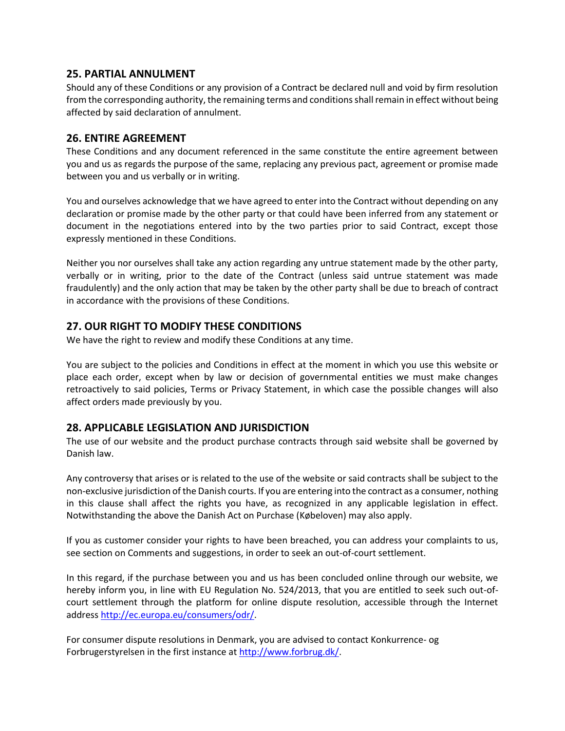## 25. PARTIAL ANNULMENT

Should any of these Conditions or any provision of a Contract be declared null and void by firm resolution from the corresponding authority, the remaining terms and conditions shall remain in effect without being affected by said declaration of annulment.

## 26. ENTIRE AGREEMENT

These Conditions and any document referenced in the same constitute the entire agreement between you and us as regards the purpose of the same, replacing any previous pact, agreement or promise made between you and us verbally or in writing.

You and ourselves acknowledge that we have agreed to enter into the Contract without depending on any declaration or promise made by the other party or that could have been inferred from any statement or document in the negotiations entered into by the two parties prior to said Contract, except those expressly mentioned in these Conditions.

Neither you nor ourselves shall take any action regarding any untrue statement made by the other party, verbally or in writing, prior to the date of the Contract (unless said untrue statement was made fraudulently) and the only action that may be taken by the other party shall be due to breach of contract in accordance with the provisions of these Conditions.

## 27. OUR RIGHT TO MODIFY THESE CONDITIONS

We have the right to review and modify these Conditions at any time.

You are subject to the policies and Conditions in effect at the moment in which you use this website or place each order, except when by law or decision of governmental entities we must make changes retroactively to said policies, Terms or Privacy Statement, in which case the possible changes will also affect orders made previously by you.

## 28. APPLICABLE LEGISLATION AND JURISDICTION

The use of our website and the product purchase contracts through said website shall be governed by Danish law.

Any controversy that arises or is related to the use of the website or said contracts shall be subject to the non-exclusive jurisdiction of the Danish courts. If you are entering into the contract as a consumer, nothing in this clause shall affect the rights you have, as recognized in any applicable legislation in effect. Notwithstanding the above the Danish Act on Purchase (Købeloven) may also apply.

If you as customer consider your rights to have been breached, you can address your complaints to us, see section on Comments and suggestions, in order to seek an out-of-court settlement.

In this regard, if the purchase between you and us has been concluded online through our website, we hereby inform you, in line with EU Regulation No. 524/2013, that you are entitled to seek such out-of-court settlement through the platform for online dispute resolution, accessible through the Internet address [http://ec.europa.eu/consumers/odr/](http://ec.europa.eu/consumers/odr/).

For consumer dispute resolutions in Denmark, you are advised to contact Konkurrence- og Forbrugerstyrelsen in the first instance at [http://www.forbrug.dk/](http://www.forbrug.dk/).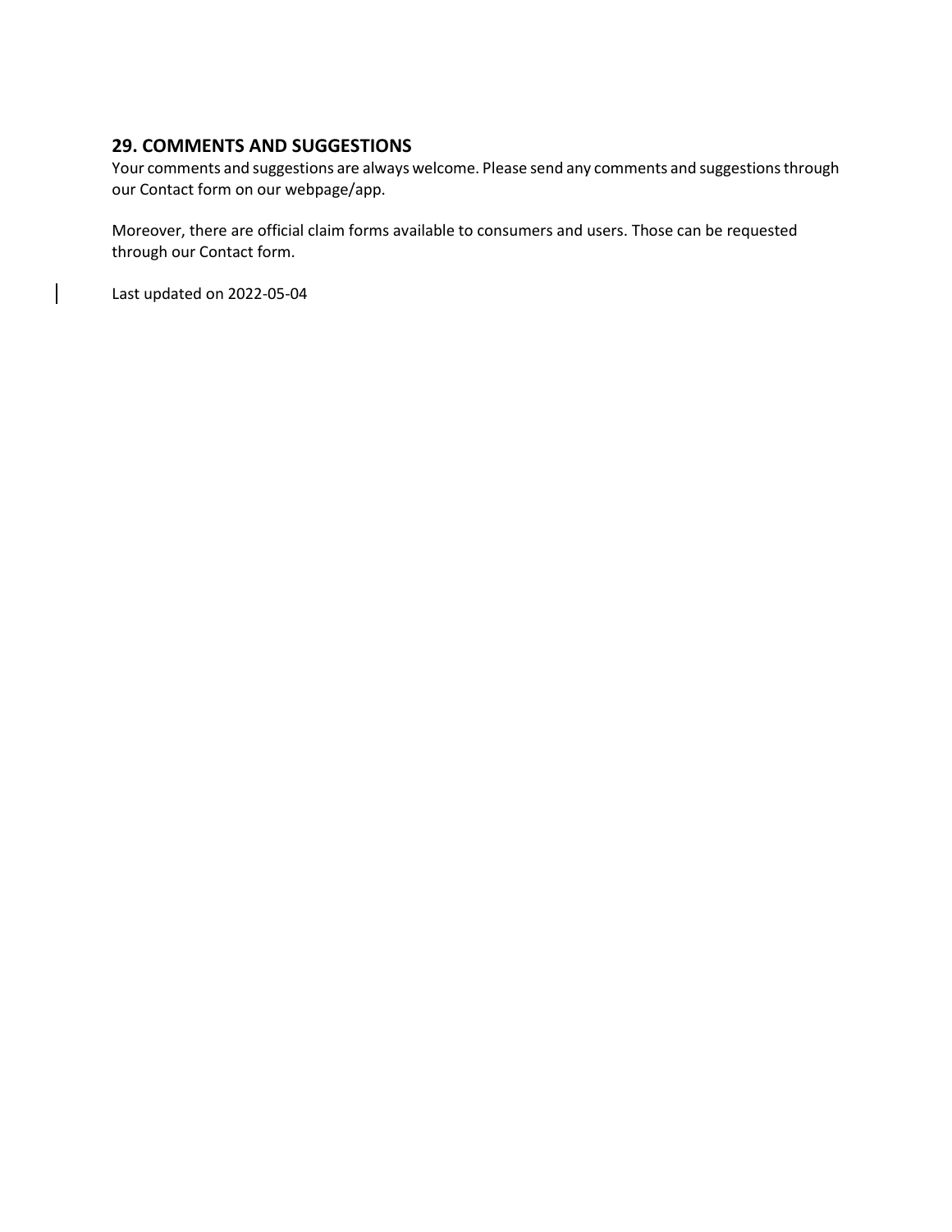## 29. COMMENTS AND SUGGESTIONS

Your comments and suggestions are always welcome. Please send any comments and suggestions through our Contact form on our webpage/app.

Moreover, there are official claim forms available to consumers and users. Those can be requested through our Contact form.

Last updated on 2022-05-04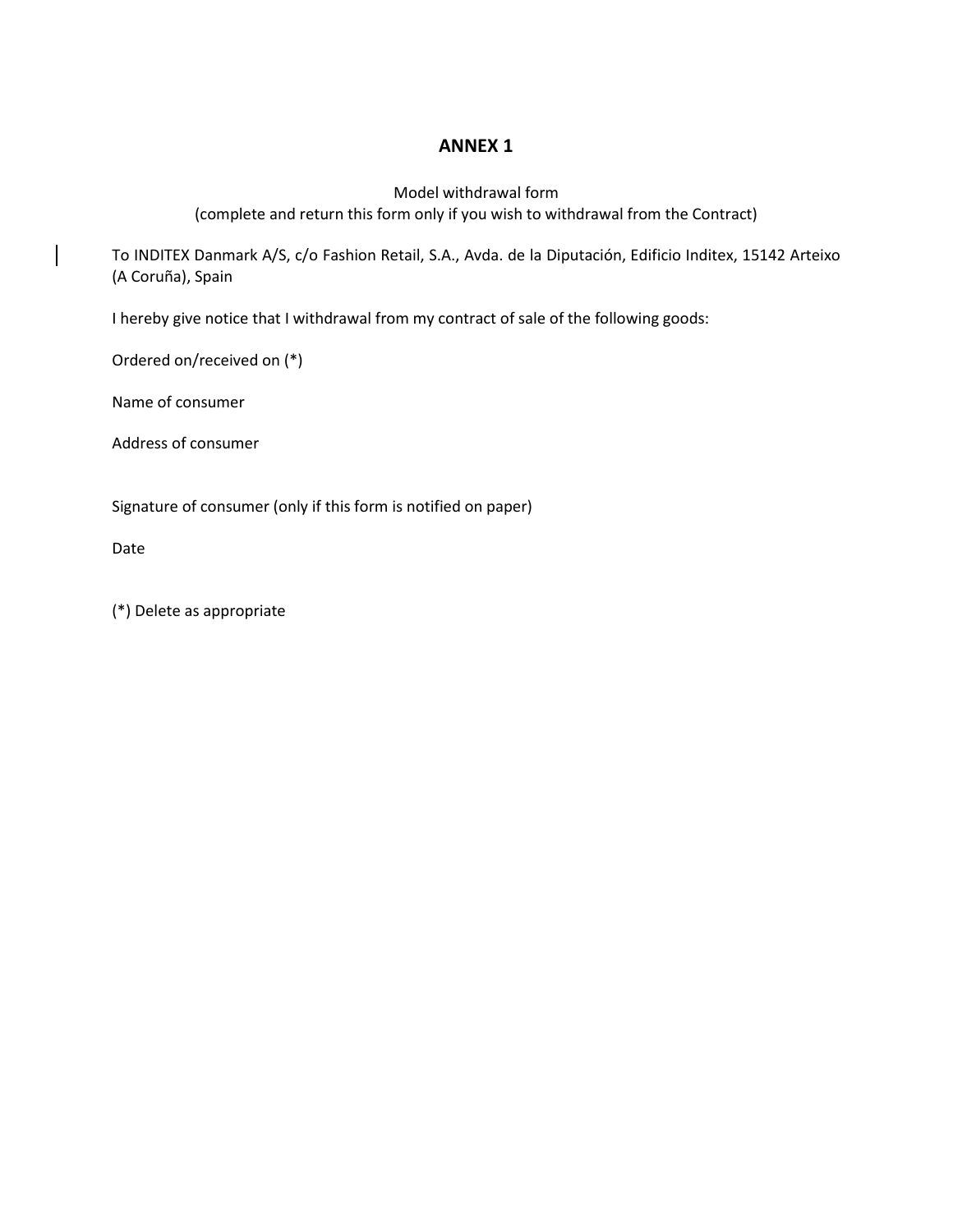# ANNEX 1

Model withdrawal form
(complete and return this form only if you wish to withdrawal from the Contract)

To INDITEX Danmark A/S, c/o Fashion Retail, S.A., Avda. de la Diputación, Edificio Inditex, 15142 Arteixo (A Coruña), Spain

I hereby give notice that I withdrawal from my contract of sale of the following goods:

Ordered on/received on (*)

Name of consumer

Address of consumer

Signature of consumer (only if this form is notified on paper)

Date

(*) Delete as appropriate